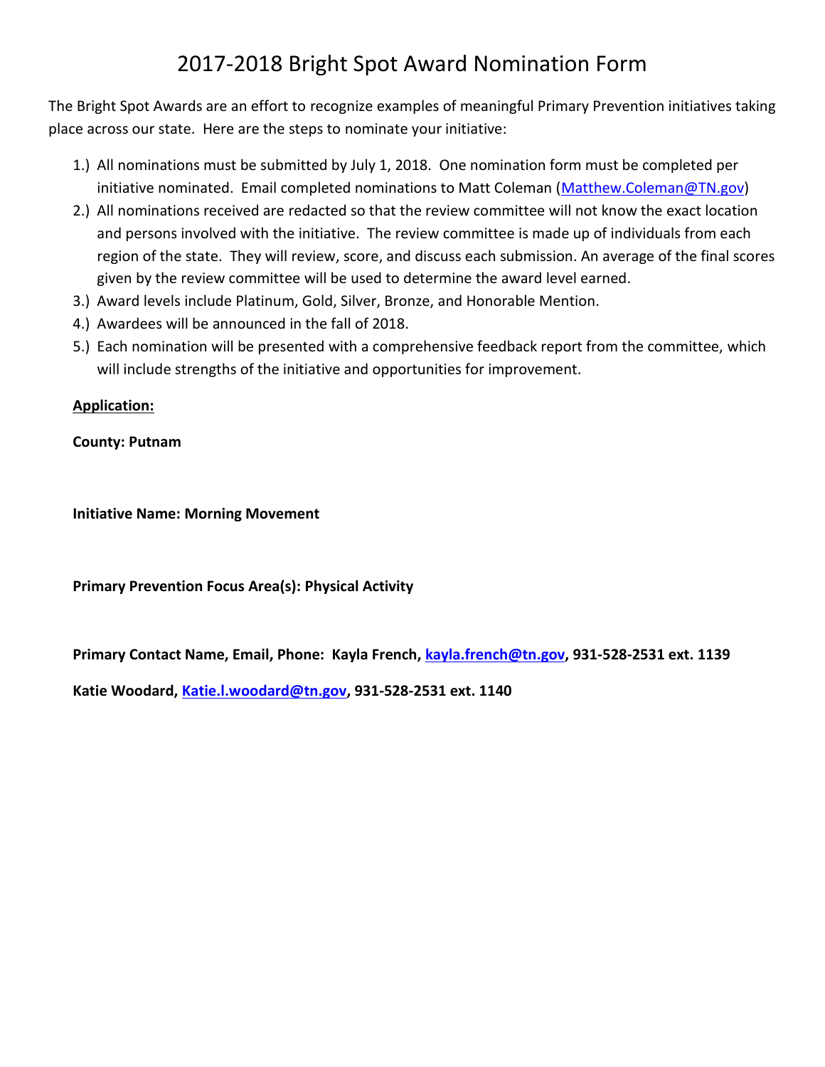# 2017-2018 Bright Spot Award Nomination Form

The Bright Spot Awards are an effort to recognize examples of meaningful Primary Prevention initiatives taking place across our state. Here are the steps to nominate your initiative:

1.) All nominations must be submitted by July 1, 2018. One nomination form must be completed per initiative nominated. Email completed nominations to Matt Coleman (Matthew.Coleman@TN.gov)
2.) All nominations received are redacted so that the review committee will not know the exact location and persons involved with the initiative. The review committee is made up of individuals from each region of the state. They will review, score, and discuss each submission. An average of the final scores given by the review committee will be used to determine the award level earned.
3.) Award levels include Platinum, Gold, Silver, Bronze, and Honorable Mention.
4.) Awardees will be announced in the fall of 2018.
5.) Each nomination will be presented with a comprehensive feedback report from the committee, which will include strengths of the initiative and opportunities for improvement.

**Application:**

**County: Putnam**

**Initiative Name: Morning Movement**

**Primary Prevention Focus Area(s): Physical Activity**

**Primary Contact Name, Email, Phone: Kayla French, kayla.french@tn.gov, 931-528-2531 ext. 1139**

**Katie Woodard, Katie.l.woodard@tn.gov, 931-528-2531 ext. 1140**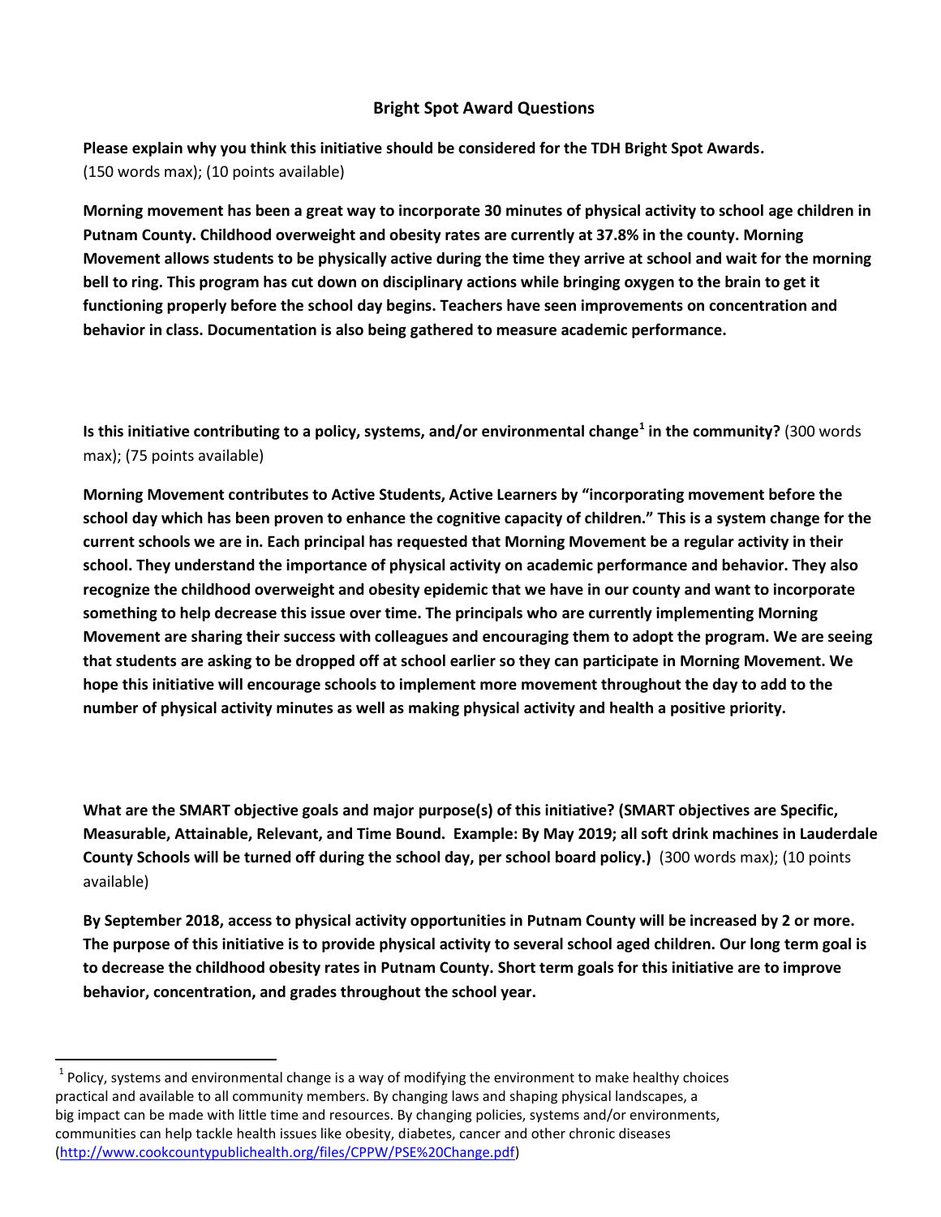## Bright Spot Award Questions

**Please explain why you think this initiative should be considered for the TDH Bright Spot Awards.** (150 words max); (10 points available)

**Morning movement has been a great way to incorporate 30 minutes of physical activity to school age children in Putnam County. Childhood overweight and obesity rates are currently at 37.8% in the county. Morning Movement allows students to be physically active during the time they arrive at school and wait for the morning bell to ring. This program has cut down on disciplinary actions while bringing oxygen to the brain to get it functioning properly before the school day begins. Teachers have seen improvements on concentration and behavior in class. Documentation is also being gathered to measure academic performance.**

**Is this initiative contributing to a policy, systems, and/or environmental change[1] in the community?** (300 words max); (75 points available)

**Morning Movement contributes to Active Students, Active Learners by "incorporating movement before the school day which has been proven to enhance the cognitive capacity of children." This is a system change for the current schools we are in. Each principal has requested that Morning Movement be a regular activity in their school. They understand the importance of physical activity on academic performance and behavior. They also recognize the childhood overweight and obesity epidemic that we have in our county and want to incorporate something to help decrease this issue over time. The principals who are currently implementing Morning Movement are sharing their success with colleagues and encouraging them to adopt the program. We are seeing that students are asking to be dropped off at school earlier so they can participate in Morning Movement. We hope this initiative will encourage schools to implement more movement throughout the day to add to the number of physical activity minutes as well as making physical activity and health a positive priority.**

**What are the SMART objective goals and major purpose(s) of this initiative? (SMART objectives are Specific, Measurable, Attainable, Relevant, and Time Bound. Example: By May 2019; all soft drink machines in Lauderdale County Schools will be turned off during the school day, per school board policy.)** (300 words max); (10 points available)

**By September 2018, access to physical activity opportunities in Putnam County will be increased by 2 or more. The purpose of this initiative is to provide physical activity to several school aged children. Our long term goal is to decrease the childhood obesity rates in Putnam County. Short term goals for this initiative are to improve behavior, concentration, and grades throughout the school year.**

---

[1] Policy, systems and environmental change is a way of modifying the environment to make healthy choices practical and available to all community members. By changing laws and shaping physical landscapes, a big impact can be made with little time and resources. By changing policies, systems and/or environments, communities can help tackle health issues like obesity, diabetes, cancer and other chronic diseases (http://www.cookcountypublichealth.org/files/CPPW/PSE%20Change.pdf)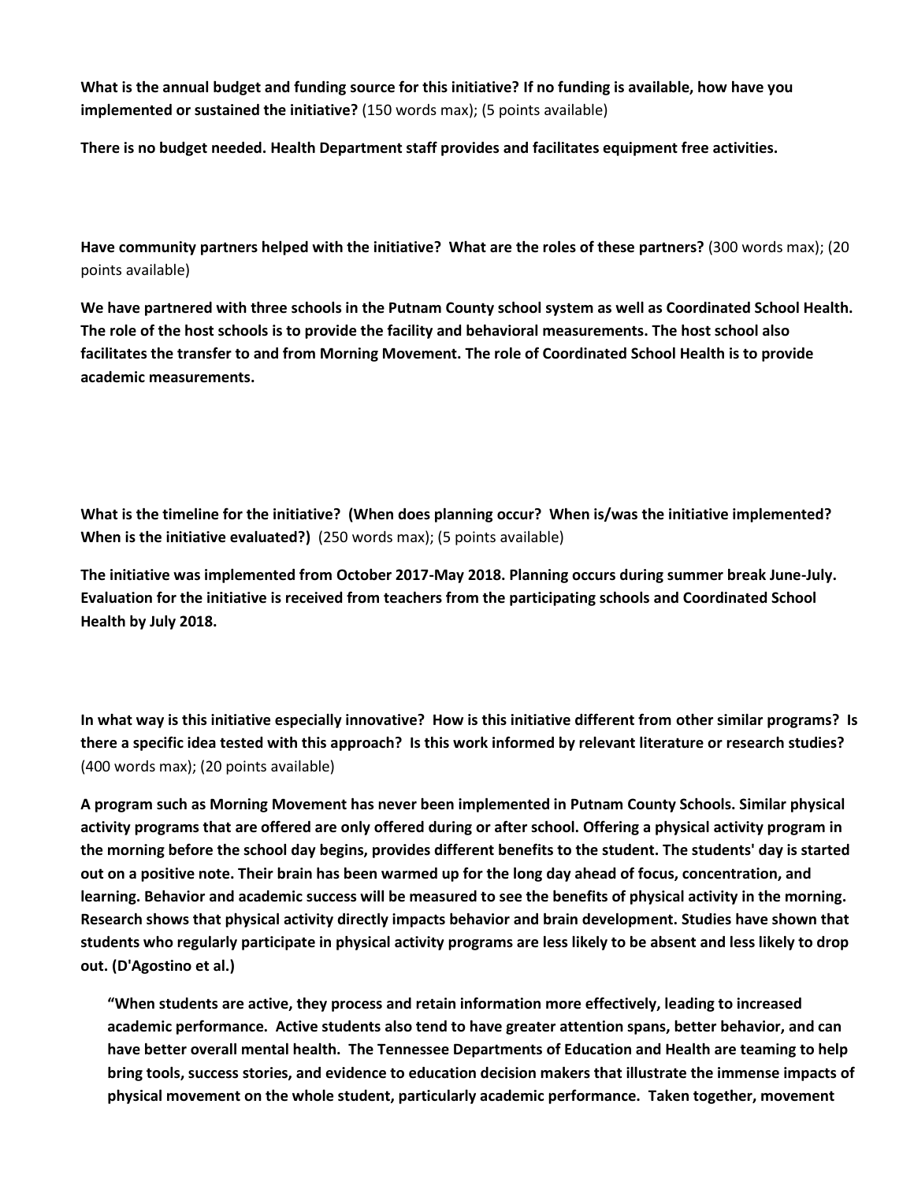**What is the annual budget and funding source for this initiative? If no funding is available, how have you implemented or sustained the initiative?** (150 words max); (5 points available)

**There is no budget needed. Health Department staff provides and facilitates equipment free activities.**

**Have community partners helped with the initiative? What are the roles of these partners?** (300 words max); (20 points available)

**We have partnered with three schools in the Putnam County school system as well as Coordinated School Health. The role of the host schools is to provide the facility and behavioral measurements. The host school also facilitates the transfer to and from Morning Movement. The role of Coordinated School Health is to provide academic measurements.**

**What is the timeline for the initiative? (When does planning occur? When is/was the initiative implemented? When is the initiative evaluated?)** (250 words max); (5 points available)

**The initiative was implemented from October 2017-May 2018. Planning occurs during summer break June-July. Evaluation for the initiative is received from teachers from the participating schools and Coordinated School Health by July 2018.**

**In what way is this initiative especially innovative? How is this initiative different from other similar programs? Is there a specific idea tested with this approach? Is this work informed by relevant literature or research studies?** (400 words max); (20 points available)

**A program such as Morning Movement has never been implemented in Putnam County Schools. Similar physical activity programs that are offered are only offered during or after school. Offering a physical activity program in the morning before the school day begins, provides different benefits to the student. The students' day is started out on a positive note. Their brain has been warmed up for the long day ahead of focus, concentration, and learning. Behavior and academic success will be measured to see the benefits of physical activity in the morning. Research shows that physical activity directly impacts behavior and brain development. Studies have shown that students who regularly participate in physical activity programs are less likely to be absent and less likely to drop out. (D'Agostino et al.)**

> **"When students are active, they process and retain information more effectively, leading to increased academic performance. Active students also tend to have greater attention spans, better behavior, and can have better overall mental health. The Tennessee Departments of Education and Health are teaming to help bring tools, success stories, and evidence to education decision makers that illustrate the immense impacts of physical movement on the whole student, particularly academic performance. Taken together, movement**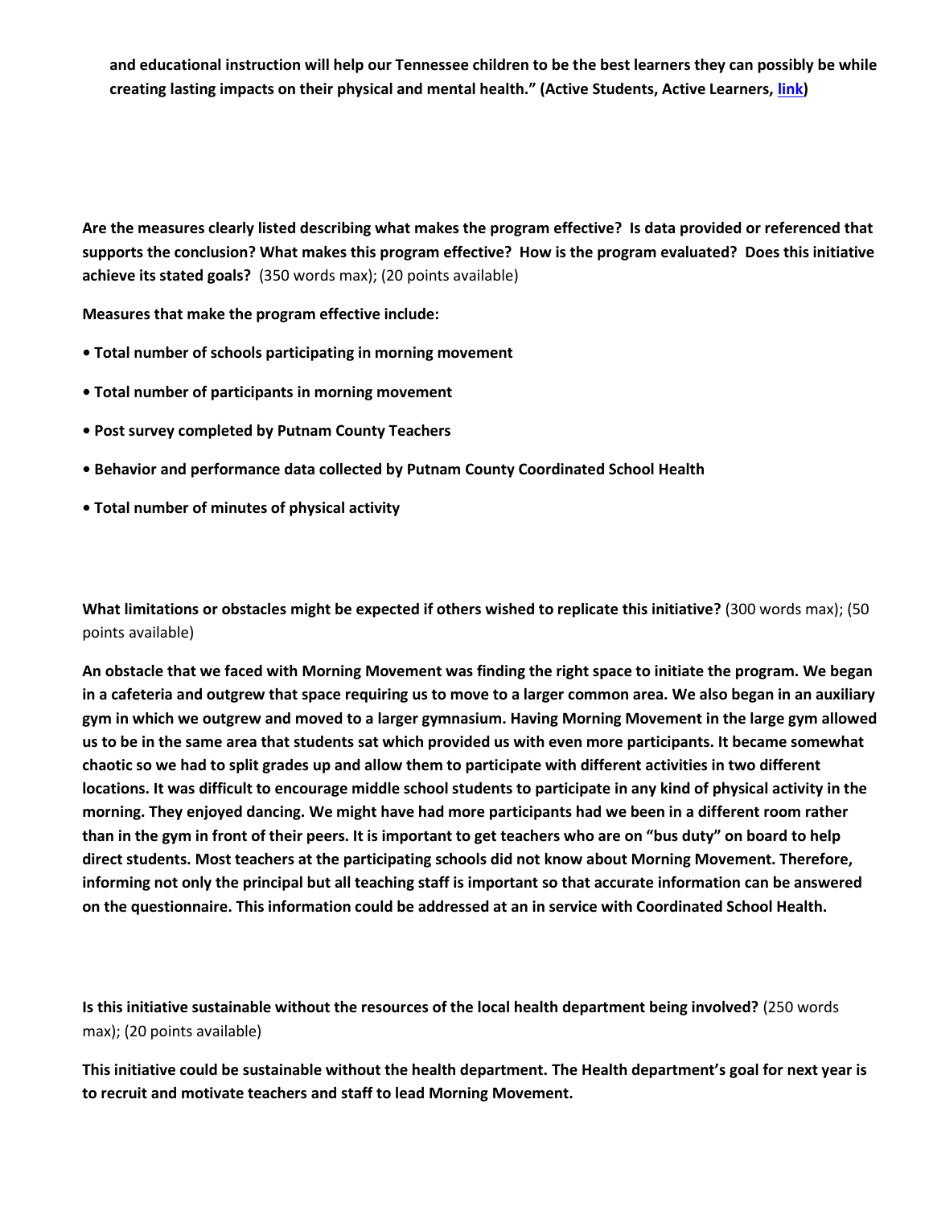**and educational instruction will help our Tennessee children to be the best learners they can possibly be while creating lasting impacts on their physical and mental health." (Active Students, Active Learners, link)**

**Are the measures clearly listed describing what makes the program effective? Is data provided or referenced that supports the conclusion? What makes this program effective? How is the program evaluated? Does this initiative achieve its stated goals?** (350 words max); (20 points available)

**Measures that make the program effective include:**

- **Total number of schools participating in morning movement**
- **Total number of participants in morning movement**
- **Post survey completed by Putnam County Teachers**
- **Behavior and performance data collected by Putnam County Coordinated School Health**
- **Total number of minutes of physical activity**

**What limitations or obstacles might be expected if others wished to replicate this initiative?** (300 words max); (50 points available)

**An obstacle that we faced with Morning Movement was finding the right space to initiate the program. We began in a cafeteria and outgrew that space requiring us to move to a larger common area. We also began in an auxiliary gym in which we outgrew and moved to a larger gymnasium. Having Morning Movement in the large gym allowed us to be in the same area that students sat which provided us with even more participants. It became somewhat chaotic so we had to split grades up and allow them to participate with different activities in two different locations. It was difficult to encourage middle school students to participate in any kind of physical activity in the morning. They enjoyed dancing. We might have had more participants had we been in a different room rather than in the gym in front of their peers. It is important to get teachers who are on "bus duty" on board to help direct students. Most teachers at the participating schools did not know about Morning Movement. Therefore, informing not only the principal but all teaching staff is important so that accurate information can be answered on the questionnaire. This information could be addressed at an in service with Coordinated School Health.**

**Is this initiative sustainable without the resources of the local health department being involved?** (250 words max); (20 points available)

**This initiative could be sustainable without the health department. The Health department's goal for next year is to recruit and motivate teachers and staff to lead Morning Movement.**